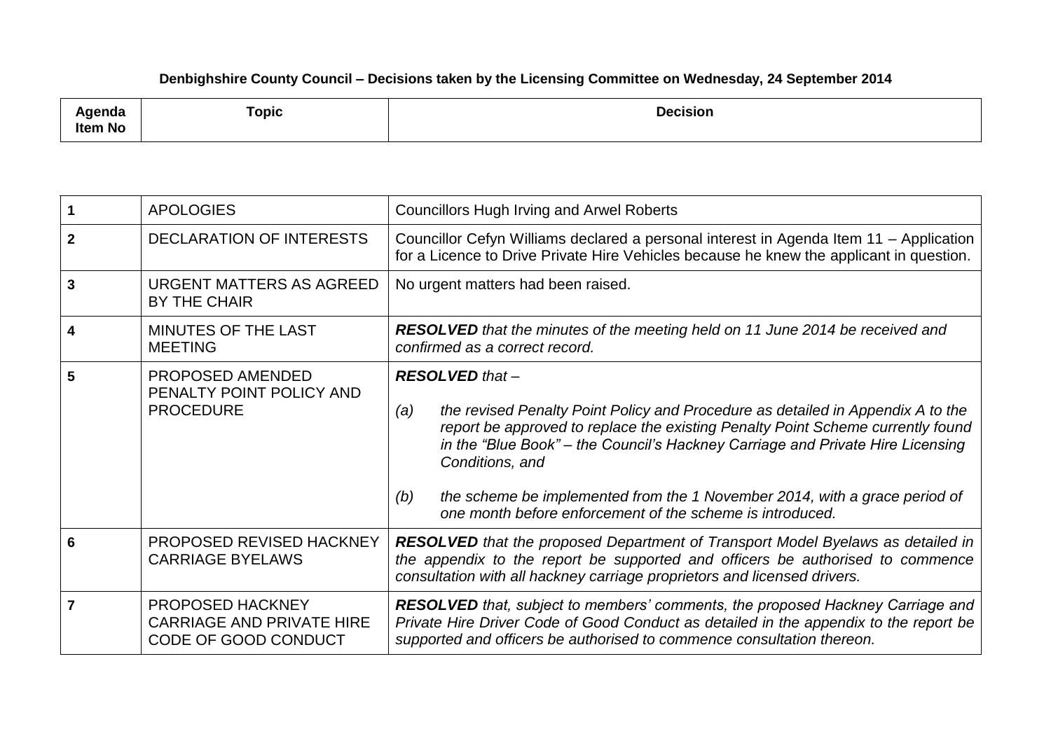**Denbighshire County Council – Decisions taken by the Licensing Committee on Wednesday, 24 September 2014**

| Agenda Item No | Topic | Decision |
|---|---|---|
| **1** | APOLOGIES | Councillors Hugh Irving and Arwel Roberts |
| **2** | DECLARATION OF INTERESTS | Councillor Cefyn Williams declared a personal interest in Agenda Item 11 – Application for a Licence to Drive Private Hire Vehicles because he knew the applicant in question. |
| **3** | URGENT MATTERS AS AGREED BY THE CHAIR | No urgent matters had been raised. |
| **4** | MINUTES OF THE LAST MEETING | ***RESOLVED*** *that the minutes of the meeting held on 11 June 2014 be received and confirmed as a correct record.* |
| **5** | PROPOSED AMENDED PENALTY POINT POLICY AND PROCEDURE | ***RESOLVED*** *that –*<br><br>*(a) the revised Penalty Point Policy and Procedure as detailed in Appendix A to the report be approved to replace the existing Penalty Point Scheme currently found in the "Blue Book" – the Council's Hackney Carriage and Private Hire Licensing Conditions, and*<br><br>*(b) the scheme be implemented from the 1 November 2014, with a grace period of one month before enforcement of the scheme is introduced.* |
| **6** | PROPOSED REVISED HACKNEY CARRIAGE BYELAWS | ***RESOLVED*** *that the proposed Department of Transport Model Byelaws as detailed in the appendix to the report be supported and officers be authorised to commence consultation with all hackney carriage proprietors and licensed drivers.* |
| **7** | PROPOSED HACKNEY CARRIAGE AND PRIVATE HIRE CODE OF GOOD CONDUCT | ***RESOLVED*** *that, subject to members' comments, the proposed Hackney Carriage and Private Hire Driver Code of Good Conduct as detailed in the appendix to the report be supported and officers be authorised to commence consultation thereon.* |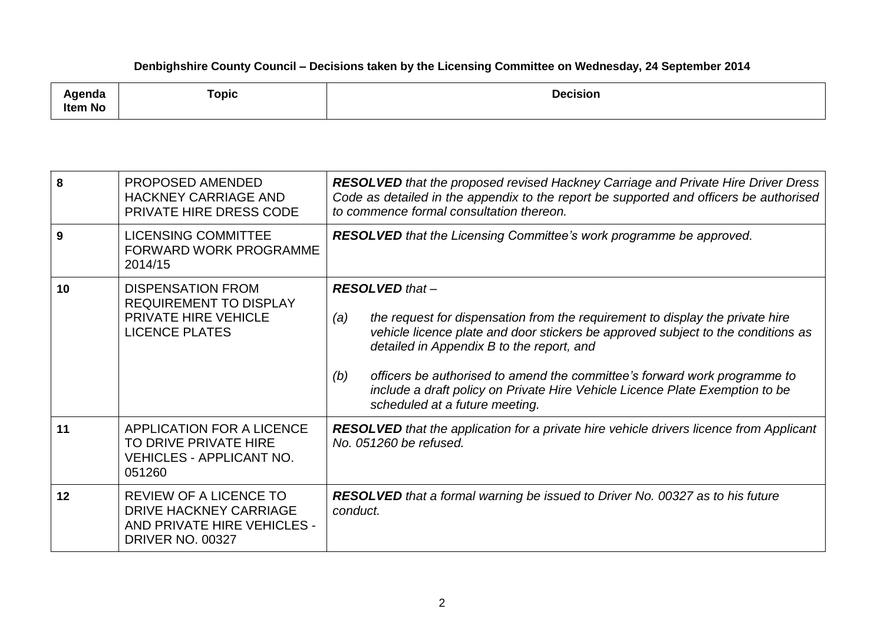**Denbighshire County Council – Decisions taken by the Licensing Committee on Wednesday, 24 September 2014**

| Agenda Item No | Topic | Decision |
|---|---|---|
| 8 | PROPOSED AMENDED HACKNEY CARRIAGE AND PRIVATE HIRE DRESS CODE | ***RESOLVED*** *that the proposed revised Hackney Carriage and Private Hire Driver Dress Code as detailed in the appendix to the report be supported and officers be authorised to commence formal consultation thereon.* |
| 9 | LICENSING COMMITTEE FORWARD WORK PROGRAMME 2014/15 | ***RESOLVED*** *that the Licensing Committee's work programme be approved.* |
| 10 | DISPENSATION FROM REQUIREMENT TO DISPLAY PRIVATE HIRE VEHICLE LICENCE PLATES | ***RESOLVED*** *that –* <br><br> *(a) the request for dispensation from the requirement to display the private hire vehicle licence plate and door stickers be approved subject to the conditions as detailed in Appendix B to the report, and* <br><br> *(b) officers be authorised to amend the committee's forward work programme to include a draft policy on Private Hire Vehicle Licence Plate Exemption to be scheduled at a future meeting.* |
| 11 | APPLICATION FOR A LICENCE TO DRIVE PRIVATE HIRE VEHICLES - APPLICANT NO. 051260 | ***RESOLVED*** *that the application for a private hire vehicle drivers licence from Applicant No. 051260 be refused.* |
| 12 | REVIEW OF A LICENCE TO DRIVE HACKNEY CARRIAGE AND PRIVATE HIRE VEHICLES - DRIVER NO. 00327 | ***RESOLVED*** *that a formal warning be issued to Driver No. 00327 as to his future conduct.* |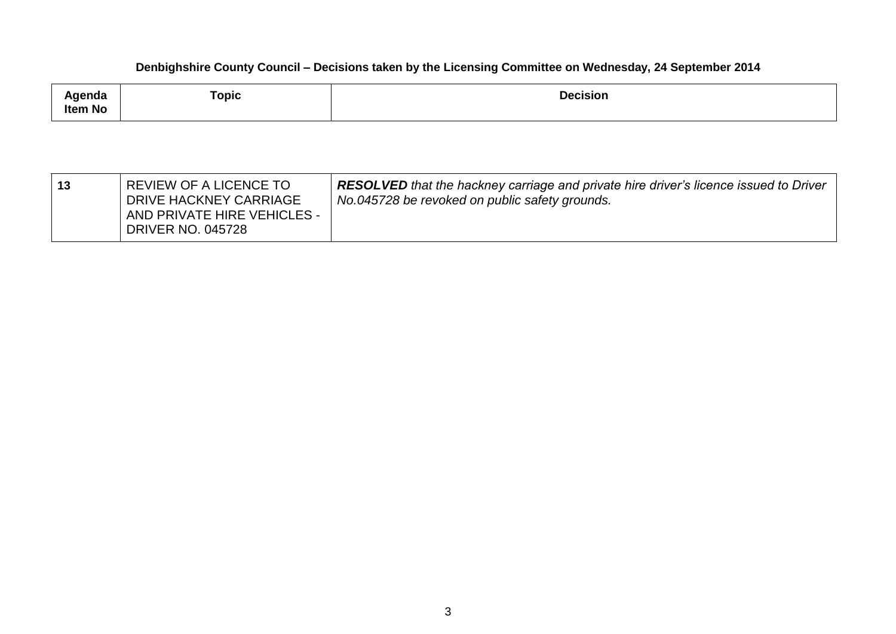**Denbighshire County Council – Decisions taken by the Licensing Committee on Wednesday, 24 September 2014**

| Agenda Item No | Topic | Decision |
|---|---|---|
| 13 | REVIEW OF A LICENCE TO DRIVE HACKNEY CARRIAGE AND PRIVATE HIRE VEHICLES - DRIVER NO. 045728 | ***RESOLVED*** *that the hackney carriage and private hire driver's licence issued to Driver No.045728 be revoked on public safety grounds.* |